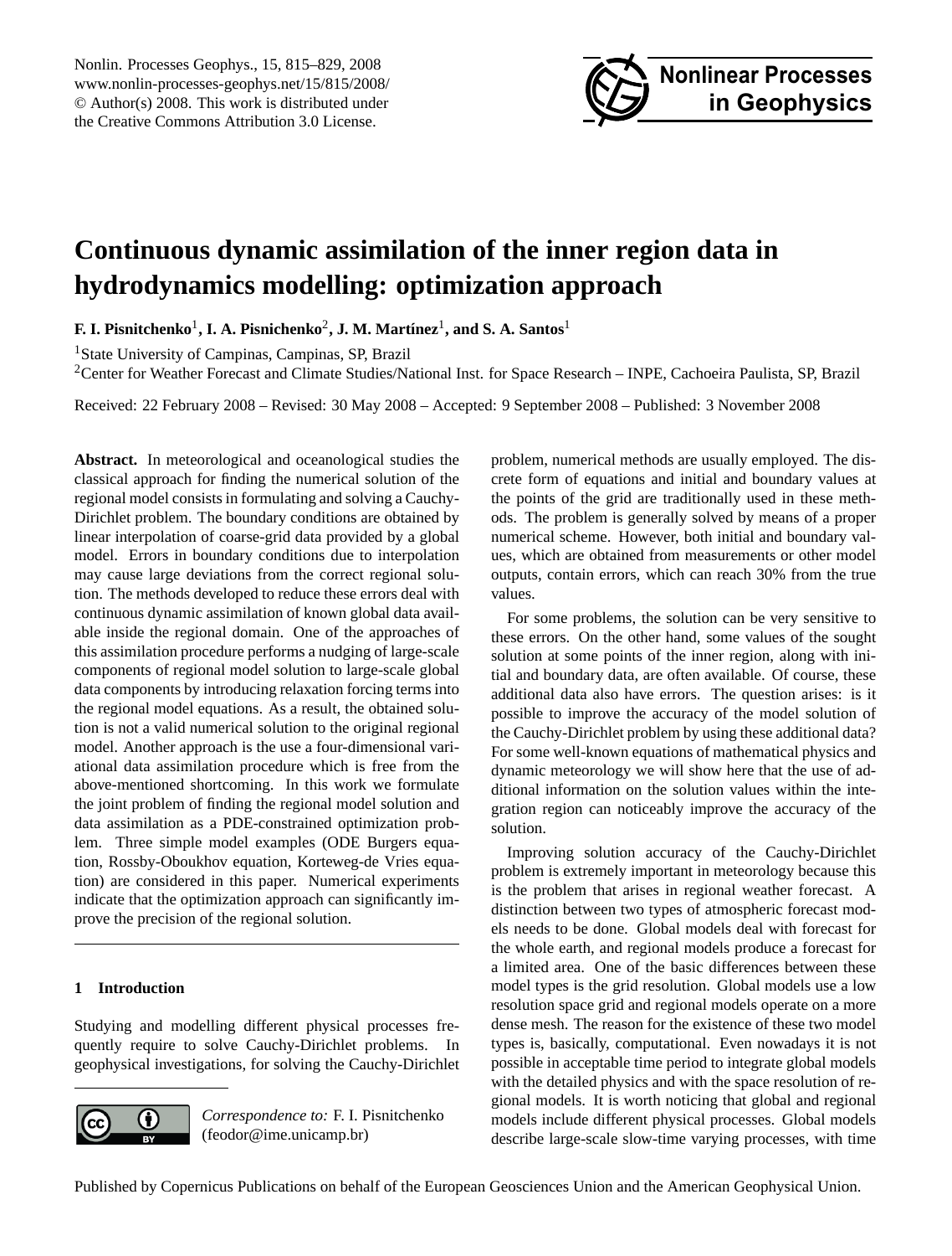# Continuous dynamic assimilation of the inner region data in hydrodynamics modelling: optimization approach

**F. I. Pisnitchenko**[1], **I. A. Pisnitchenko**[2], **J. M. Martínez**[1], **and S. A. Santos**[1]

[1]State University of Campinas, Campinas, SP, Brazil

[2]Center for Weather Forecast and Climate Studies/National Inst. for Space Research – INPE, Cachoeira Paulista, SP, Brazil

Received: 22 February 2008 – Revised: 30 May 2008 – Accepted: 9 September 2008 – Published: 3 November 2008

**Abstract.** In meteorological and oceanological studies the classical approach for finding the numerical solution of the regional model consists in formulating and solving a Cauchy-Dirichlet problem. The boundary conditions are obtained by linear interpolation of coarse-grid data provided by a global model. Errors in boundary conditions due to interpolation may cause large deviations from the correct regional solution. The methods developed to reduce these errors deal with continuous dynamic assimilation of known global data available inside the regional domain. One of the approaches of this assimilation procedure performs a nudging of large-scale components of regional model solution to large-scale global data components by introducing relaxation forcing terms into the regional model equations. As a result, the obtained solution is not a valid numerical solution to the original regional model. Another approach is the use a four-dimensional variational data assimilation procedure which is free from the above-mentioned shortcoming. In this work we formulate the joint problem of finding the regional model solution and data assimilation as a PDE-constrained optimization problem. Three simple model examples (ODE Burgers equation, Rossby-Oboukhov equation, Korteweg-de Vries equation) are considered in this paper. Numerical experiments indicate that the optimization approach can significantly improve the precision of the regional solution.

## 1 Introduction

Studying and modelling different physical processes frequently require to solve Cauchy-Dirichlet problems. In geophysical investigations, for solving the Cauchy-Dirichlet problem, numerical methods are usually employed. The discrete form of equations and initial and boundary values at the points of the grid are traditionally used in these methods. The problem is generally solved by means of a proper numerical scheme. However, both initial and boundary values, which are obtained from measurements or other model outputs, contain errors, which can reach 30% from the true values.

For some problems, the solution can be very sensitive to these errors. On the other hand, some values of the sought solution at some points of the inner region, along with initial and boundary data, are often available. Of course, these additional data also have errors. The question arises: is it possible to improve the accuracy of the model solution of the Cauchy-Dirichlet problem by using these additional data? For some well-known equations of mathematical physics and dynamic meteorology we will show here that the use of additional information on the solution values within the integration region can noticeably improve the accuracy of the solution.

Improving solution accuracy of the Cauchy-Dirichlet problem is extremely important in meteorology because this is the problem that arises in regional weather forecast. A distinction between two types of atmospheric forecast models needs to be done. Global models deal with forecast for the whole earth, and regional models produce a forecast for a limited area. One of the basic differences between these model types is the grid resolution. Global models use a low resolution space grid and regional models operate on a more dense mesh. The reason for the existence of these two model types is, basically, computational. Even nowadays it is not possible in acceptable time period to integrate global models with the detailed physics and with the space resolution of regional models. It is worth noticing that global and regional models include different physical processes. Global models describe large-scale slow-time varying processes, with time

*Correspondence to:* F. I. Pisnitchenko (feodor@ime.unicamp.br)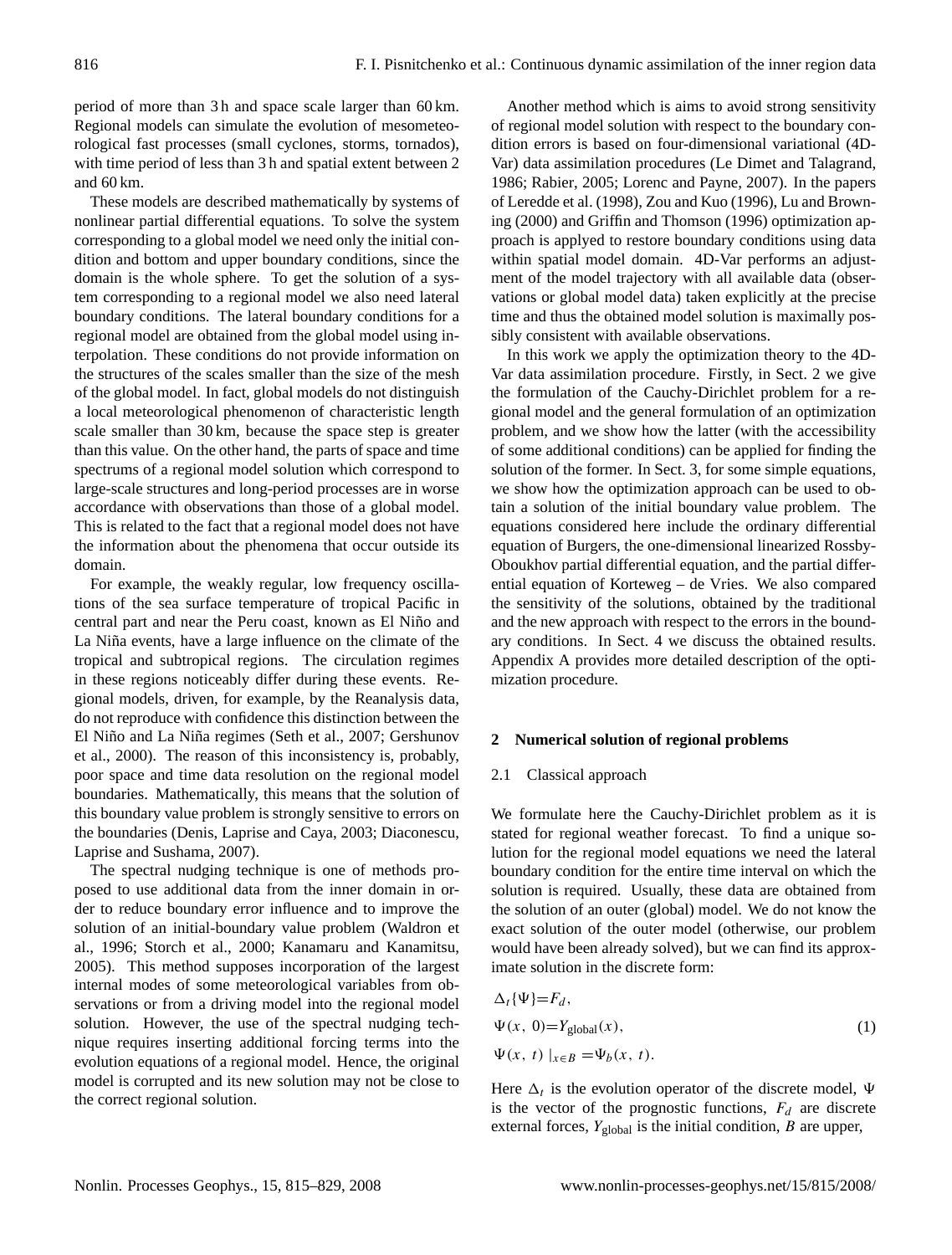period of more than 3 h and space scale larger than 60 km. Regional models can simulate the evolution of mesometeorological fast processes (small cyclones, storms, tornados), with time period of less than 3 h and spatial extent between 2 and 60 km.

These models are described mathematically by systems of nonlinear partial differential equations. To solve the system corresponding to a global model we need only the initial condition and bottom and upper boundary conditions, since the domain is the whole sphere. To get the solution of a system corresponding to a regional model we also need lateral boundary conditions. The lateral boundary conditions for a regional model are obtained from the global model using interpolation. These conditions do not provide information on the structures of the scales smaller than the size of the mesh of the global model. In fact, global models do not distinguish a local meteorological phenomenon of characteristic length scale smaller than 30 km, because the space step is greater than this value. On the other hand, the parts of space and time spectrums of a regional model solution which correspond to large-scale structures and long-period processes are in worse accordance with observations than those of a global model. This is related to the fact that a regional model does not have the information about the phenomena that occur outside its domain.

For example, the weakly regular, low frequency oscillations of the sea surface temperature of tropical Pacific in central part and near the Peru coast, known as El Niño and La Niña events, have a large influence on the climate of the tropical and subtropical regions. The circulation regimes in these regions noticeably differ during these events. Regional models, driven, for example, by the Reanalysis data, do not reproduce with confidence this distinction between the El Niño and La Niña regimes (Seth et al., 2007; Gershunov et al., 2000). The reason of this inconsistency is, probably, poor space and time data resolution on the regional model boundaries. Mathematically, this means that the solution of this boundary value problem is strongly sensitive to errors on the boundaries (Denis, Laprise and Caya, 2003; Diaconescu, Laprise and Sushama, 2007).

The spectral nudging technique is one of methods proposed to use additional data from the inner domain in order to reduce boundary error influence and to improve the solution of an initial-boundary value problem (Waldron et al., 1996; Storch et al., 2000; Kanamaru and Kanamitsu, 2005). This method supposes incorporation of the largest internal modes of some meteorological variables from observations or from a driving model into the regional model solution. However, the use of the spectral nudging technique requires inserting additional forcing terms into the evolution equations of a regional model. Hence, the original model is corrupted and its new solution may not be close to the correct regional solution.

Another method which is aims to avoid strong sensitivity of regional model solution with respect to the boundary condition errors is based on four-dimensional variational (4D-Var) data assimilation procedures (Le Dimet and Talagrand, 1986; Rabier, 2005; Lorenc and Payne, 2007). In the papers of Leredde et al. (1998), Zou and Kuo (1996), Lu and Browning (2000) and Griffin and Thomson (1996) optimization approach is applyed to restore boundary conditions using data within spatial model domain. 4D-Var performs an adjustment of the model trajectory with all available data (observations or global model data) taken explicitly at the precise time and thus the obtained model solution is maximally possibly consistent with available observations.

In this work we apply the optimization theory to the 4D-Var data assimilation procedure. Firstly, in Sect. 2 we give the formulation of the Cauchy-Dirichlet problem for a regional model and the general formulation of an optimization problem, and we show how the latter (with the accessibility of some additional conditions) can be applied for finding the solution of the former. In Sect. 3, for some simple equations, we show how the optimization approach can be used to obtain a solution of the initial boundary value problem. The equations considered here include the ordinary differential equation of Burgers, the one-dimensional linearized Rossby-Oboukhov partial differential equation, and the partial differential equation of Korteweg – de Vries. We also compared the sensitivity of the solutions, obtained by the traditional and the new approach with respect to the errors in the boundary conditions. In Sect. 4 we discuss the obtained results. Appendix A provides more detailed description of the optimization procedure.

## 2 Numerical solution of regional problems

### 2.1 Classical approach

We formulate here the Cauchy-Dirichlet problem as it is stated for regional weather forecast. To find a unique solution for the regional model equations we need the lateral boundary condition for the entire time interval on which the solution is required. Usually, these data are obtained from the solution of an outer (global) model. We do not know the exact solution of the outer model (otherwise, our problem would have been already solved), but we can find its approximate solution in the discrete form:

$$
\begin{aligned}
&\Delta_t\{\Psi\}=F_d,\\
&\Psi(x,\ 0)=Y_{\text{global}}(x),\\
&\Psi(x,\ t)\mid_{x\in B}=\Psi_b(x,\ t).
\end{aligned}
\tag{1}
$$

Here $\Delta_t$ is the evolution operator of the discrete model, $\Psi$ is the vector of the prognostic functions, $F_d$ are discrete external forces, $Y_{\text{global}}$ is the initial condition, $B$ are upper,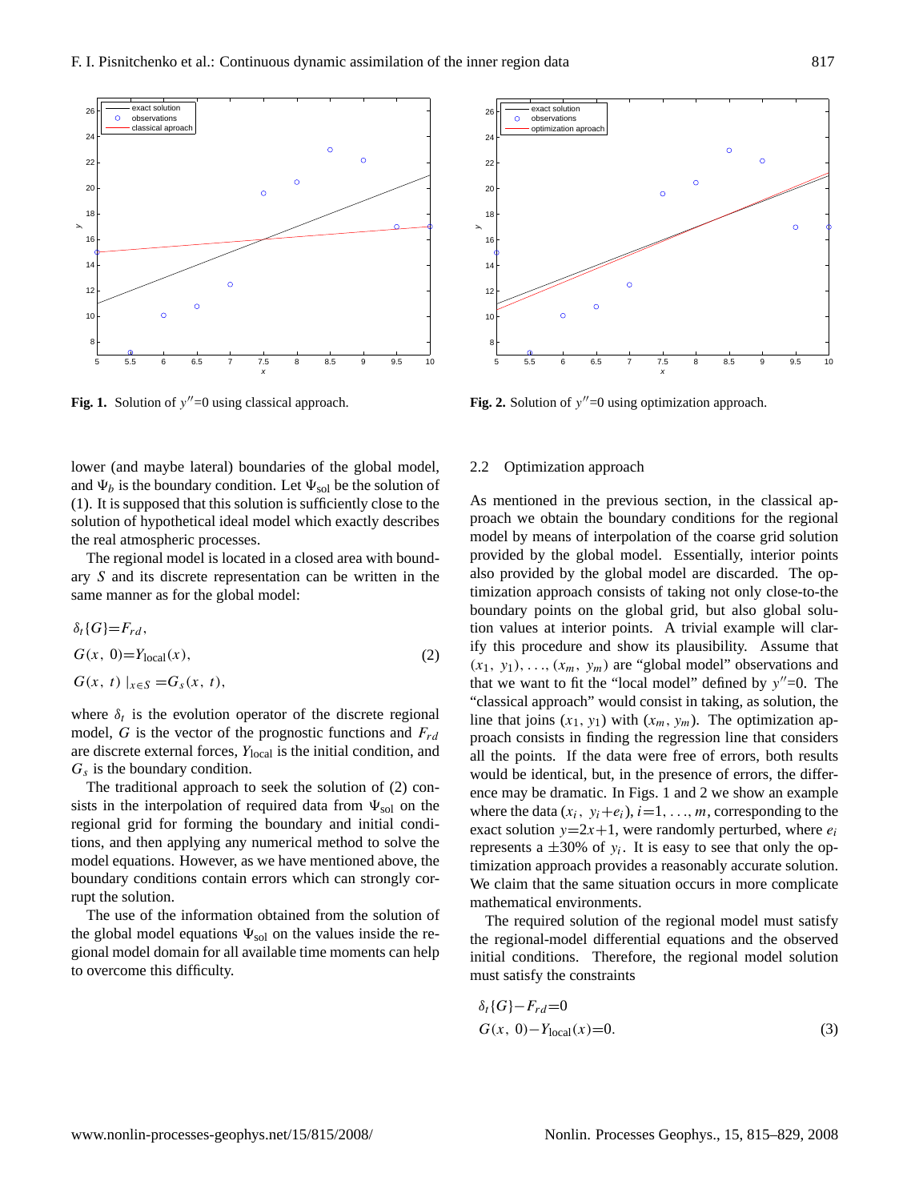Fig. 1. Solution of $y''=0$ using classical approach.

Fig. 2. Solution of $y''=0$ using optimization approach.

lower (and maybe lateral) boundaries of the global model, and $\Psi_b$ is the boundary condition. Let $\Psi_{\text{sol}}$ be the solution of (1). It is supposed that this solution is sufficiently close to the solution of hypothetical ideal model which exactly describes the real atmospheric processes.

The regional model is located in a closed area with boundary $S$ and its discrete representation can be written in the same manner as for the global model:

$$
\begin{aligned}
&\delta_t\{G\}=F_{rd},\\
&G(x,\ 0)=Y_{\text{local}}(x),\\
&G(x,\ t)\ |_{x\in S}=G_s(x,\ t),
\end{aligned}
\tag{2}
$$

where $\delta_t$ is the evolution operator of the discrete regional model, $G$ is the vector of the prognostic functions and $F_{rd}$ are discrete external forces, $Y_{\text{local}}$ is the initial condition, and $G_s$ is the boundary condition.

The traditional approach to seek the solution of (2) consists in the interpolation of required data from $\Psi_{\text{sol}}$ on the regional grid for forming the boundary and initial conditions, and then applying any numerical method to solve the model equations. However, as we have mentioned above, the boundary conditions contain errors which can strongly corrupt the solution.

The use of the information obtained from the solution of the global model equations $\Psi_{\text{sol}}$ on the values inside the regional model domain for all available time moments can help to overcome this difficulty.

## 2.2 Optimization approach

As mentioned in the previous section, in the classical approach we obtain the boundary conditions for the regional model by means of interpolation of the coarse grid solution provided by the global model. Essentially, interior points also provided by the global model are discarded. The optimization approach consists of taking not only close-to-the boundary points on the global grid, but also global solution values at interior points. A trivial example will clarify this procedure and show its plausibility. Assume that $(x_1,\ y_1),\ldots,(x_m,\ y_m)$ are "global model" observations and that we want to fit the "local model" defined by $y''=0$. The "classical approach" would consist in taking, as solution, the line that joins $(x_1, y_1)$ with $(x_m, y_m)$. The optimization approach consists in finding the regression line that considers all the points. If the data were free of errors, both results would be identical, but, in the presence of errors, the difference may be dramatic. In Figs. 1 and 2 we show an example where the data $(x_i,\ y_i+e_i)$, $i=1,\ldots,m$, corresponding to the exact solution $y=2x+1$, were randomly perturbed, where $e_i$ represents a $\pm 30\%$ of $y_i$. It is easy to see that only the optimization approach provides a reasonably accurate solution. We claim that the same situation occurs in more complicate mathematical environments.

The required solution of the regional model must satisfy the regional-model differential equations and the observed initial conditions. Therefore, the regional model solution must satisfy the constraints

$$
\begin{aligned}
&\delta_t\{G\}-F_{rd}=0\\
&G(x,\ 0)-Y_{\text{local}}(x)=0.
\end{aligned}
\tag{3}
$$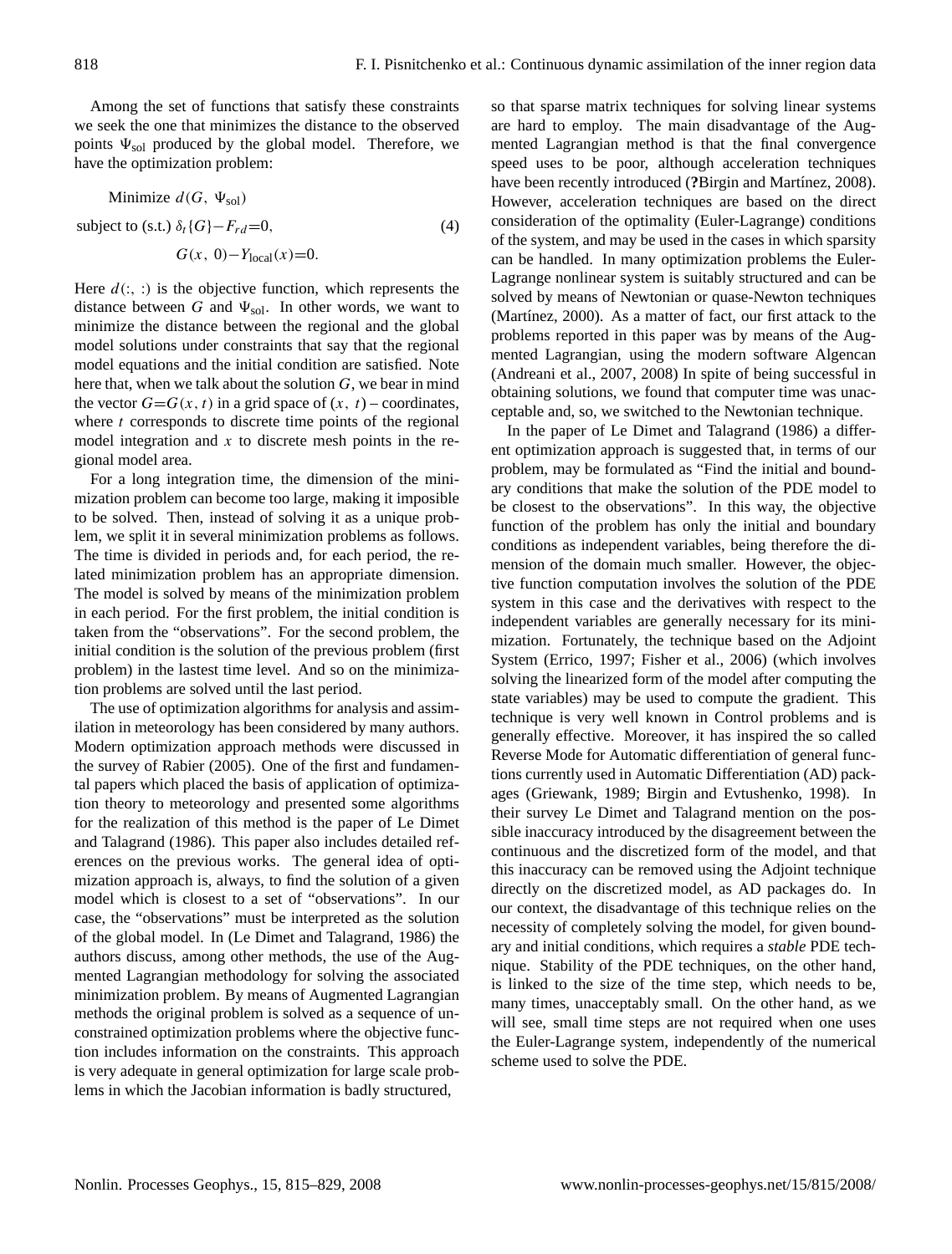Among the set of functions that satisfy these constraints we seek the one that minimizes the distance to the observed points $\Psi_{\text{sol}}$ produced by the global model. Therefore, we have the optimization problem:

$$
\begin{aligned}
&\text{Minimize } d(G,\ \Psi_{\text{sol}}) \\
&\text{subject to (s.t.) } \delta_t\{G\}-F_{rd}=0, \\
&\qquad\qquad G(x,\ 0)-Y_{\text{local}}(x)=0.
\end{aligned}
\tag{4}
$$

Here $d(:,\ :)$ is the objective function, which represents the distance between $G$ and $\Psi_{\text{sol}}$. In other words, we want to minimize the distance between the regional and the global model solutions under constraints that say that the regional model equations and the initial condition are satisfied. Note here that, when we talk about the solution $G$, we bear in mind the vector $G=G(x,\ t)$ in a grid space of $(x,\ t)$ – coordinates, where $t$ corresponds to discrete time points of the regional model integration and $x$ to discrete mesh points in the regional model area.

For a long integration time, the dimension of the minimization problem can become too large, making it imposible to be solved. Then, instead of solving it as a unique problem, we split it in several minimization problems as follows. The time is divided in periods and, for each period, the related minimization problem has an appropriate dimension. The model is solved by means of the minimization problem in each period. For the first problem, the initial condition is taken from the "observations". For the second problem, the initial condition is the solution of the previous problem (first problem) in the lastest time level. And so on the minimization problems are solved until the last period.

The use of optimization algorithms for analysis and assimilation in meteorology has been considered by many authors. Modern optimization approach methods were discussed in the survey of Rabier (2005). One of the first and fundamental papers which placed the basis of application of optimization theory to meteorology and presented some algorithms for the realization of this method is the paper of Le Dimet and Talagrand (1986). This paper also includes detailed references on the previous works. The general idea of optimization approach is, always, to find the solution of a given model which is closest to a set of "observations". In our case, the "observations" must be interpreted as the solution of the global model. In (Le Dimet and Talagrand, 1986) the authors discuss, among other methods, the use of the Augmented Lagrangian methodology for solving the associated minimization problem. By means of Augmented Lagrangian methods the original problem is solved as a sequence of unconstrained optimization problems where the objective function includes information on the constraints. This approach is very adequate in general optimization for large scale problems in which the Jacobian information is badly structured, so that sparse matrix techniques for solving linear systems are hard to employ. The main disadvantage of the Augmented Lagrangian method is that the final convergence speed uses to be poor, although acceleration techniques have been recently introduced (**?**Birgin and Martínez, 2008). However, acceleration techniques are based on the direct consideration of the optimality (Euler-Lagrange) conditions of the system, and may be used in the cases in which sparsity can be handled. In many optimization problems the Euler-Lagrange nonlinear system is suitably structured and can be solved by means of Newtonian or quase-Newton techniques (Martínez, 2000). As a matter of fact, our first attack to the problems reported in this paper was by means of the Augmented Lagrangian, using the modern software Algencan (Andreani et al., 2007, 2008) In spite of being successful in obtaining solutions, we found that computer time was unacceptable and, so, we switched to the Newtonian technique.

In the paper of Le Dimet and Talagrand (1986) a different optimization approach is suggested that, in terms of our problem, may be formulated as "Find the initial and boundary conditions that make the solution of the PDE model to be closest to the observations". In this way, the objective function of the problem has only the initial and boundary conditions as independent variables, being therefore the dimension of the domain much smaller. However, the objective function computation involves the solution of the PDE system in this case and the derivatives with respect to the independent variables are generally necessary for its minimization. Fortunately, the technique based on the Adjoint System (Errico, 1997; Fisher et al., 2006) (which involves solving the linearized form of the model after computing the state variables) may be used to compute the gradient. This technique is very well known in Control problems and is generally effective. Moreover, it has inspired the so called Reverse Mode for Automatic differentiation of general functions currently used in Automatic Differentiation (AD) packages (Griewank, 1989; Birgin and Evtushenko, 1998). In their survey Le Dimet and Talagrand mention on the possible inaccuracy introduced by the disagreement between the continuous and the discretized form of the model, and that this inaccuracy can be removed using the Adjoint technique directly on the discretized model, as AD packages do. In our context, the disadvantage of this technique relies on the necessity of completely solving the model, for given boundary and initial conditions, which requires a *stable* PDE technique. Stability of the PDE techniques, on the other hand, is linked to the size of the time step, which needs to be, many times, unacceptably small. On the other hand, as we will see, small time steps are not required when one uses the Euler-Lagrange system, independently of the numerical scheme used to solve the PDE.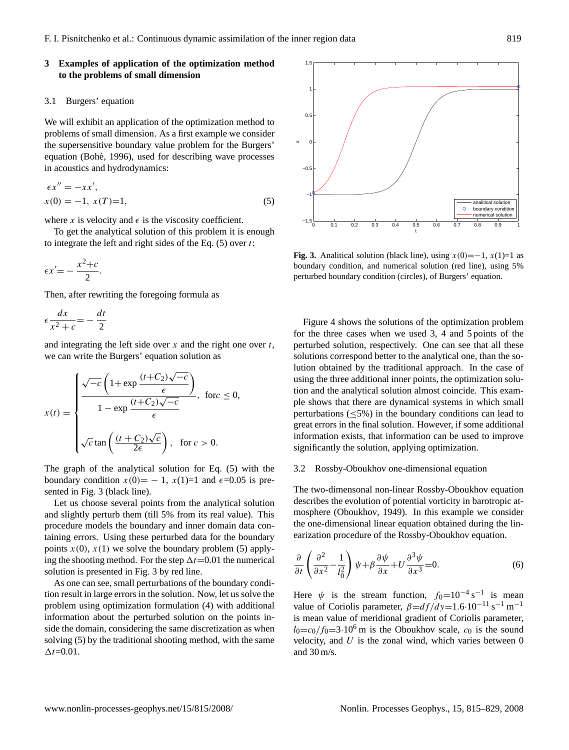## 3 Examples of application of the optimization method to the problems of small dimension

### 3.1 Burgers' equation

We will exhibit an application of the optimization method to problems of small dimension. As a first example we consider the supersensitive boundary value problem for the Burgers' equation (Bohé, 1996), used for describing wave processes in acoustics and hydrodynamics:

$$\epsilon x'' = -xx',$$
$$x(0) = -1,\ x(T)=1, \tag{5}$$

where $x$ is velocity and $\epsilon$ is the viscosity coefficient.

To get the analytical solution of this problem it is enough to integrate the left and right sides of the Eq. (5) over $t$:

$$\epsilon x' = -\frac{x^2+c}{2}.$$

Then, after rewriting the foregoing formula as

$$\epsilon \frac{dx}{x^2+c} = -\frac{dt}{2}$$

and integrating the left side over $x$ and the right one over $t$, we can write the Burgers' equation solution as

$$x(t) = \begin{cases} \dfrac{\sqrt{-c}\left(1+\exp\dfrac{(t+C_2)\sqrt{-c}}{\epsilon}\right)}{1-\exp\dfrac{(t+C_2)\sqrt{-c}}{\epsilon}}, & \text{for } c \le 0, \\[2ex] \sqrt{c}\tan\left(\dfrac{(t+C_2)\sqrt{c}}{2\epsilon}\right), & \text{for } c > 0. \end{cases}$$

The graph of the analytical solution for Eq. (5) with the boundary condition $x(0)=-1$, $x(1)=1$ and $\epsilon=0.05$ is presented in Fig. 3 (black line).

Let us choose several points from the analytical solution and slightly perturb them (till 5% from its real value). This procedure models the boundary and inner domain data containing errors. Using these perturbed data for the boundary points $x(0)$, $x(1)$ we solve the boundary problem (5) applying the shooting method. For the step $\Delta t=0.01$ the numerical solution is presented in Fig. 3 by red line.

As one can see, small perturbations of the boundary condition result in large errors in the solution. Now, let us solve the problem using optimization formulation (4) with additional information about the perturbed solution on the points inside the domain, considering the same discretization as when solving (5) by the traditional shooting method, with the same $\Delta t=0.01$.

**Fig. 3.** Analitical solution (black line), using $x(0)=-1$, $x(1)=1$ as boundary condition, and numerical solution (red line), using 5% perturbed boundary condition (circles), of Burgers' equation.

Figure 4 shows the solutions of the optimization problem for the three cases when we used 3, 4 and 5 points of the perturbed solution, respectively. One can see that all these solutions correspond better to the analytical one, than the solution obtained by the traditional approach. In the case of using the three additional inner points, the optimization solution and the analytical solution almost coincide. This example shows that there are dynamical systems in which small perturbations ($\le$5%) in the boundary conditions can lead to great errors in the final solution. However, if some additional information exists, that information can be used to improve significantly the solution, applying optimization.

### 3.2 Rossby-Oboukhov one-dimensional equation

The two-dimensonal non-linear Rossby-Oboukhov equation describes the evolution of potential vorticity in barotropic atmosphere (Oboukhov, 1949). In this example we consider the one-dimensional linear equation obtained during the linearization procedure of the Rossby-Oboukhov equation.

$$\frac{\partial}{\partial t}\left(\frac{\partial^2}{\partial x^2} - \frac{1}{l_0^2}\right)\psi + \beta\frac{\partial \psi}{\partial x} + U\frac{\partial^3 \psi}{\partial x^3} = 0. \tag{6}$$

Here $\psi$ is the stream function, $f_0=10^{-4}\,\mathrm{s}^{-1}$ is mean value of Coriolis parameter, $\beta=df/dy=1.6\cdot 10^{-11}\,\mathrm{s}^{-1}\,\mathrm{m}^{-1}$ is mean value of meridional gradient of Coriolis parameter, $l_0=c_0/f_0=3\cdot 10^6$ m is the Oboukhov scale, $c_0$ is the sound velocity, and $U$ is the zonal wind, which varies between 0 and 30 m/s.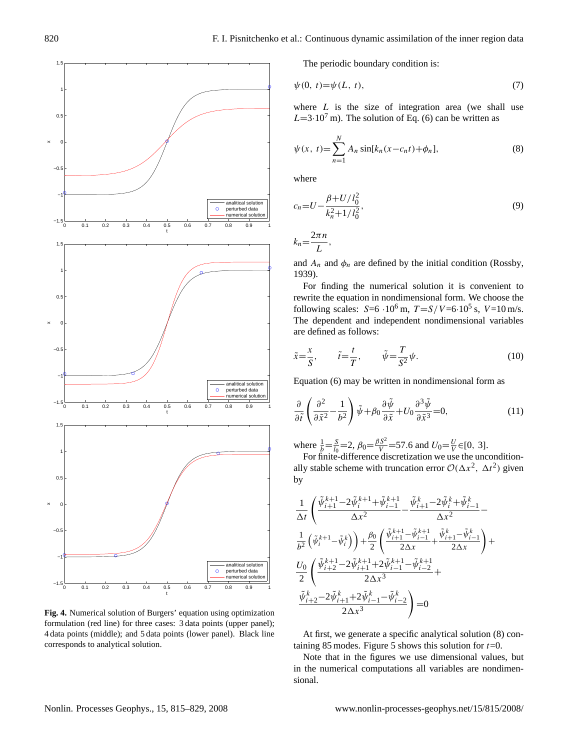**Fig. 4.** Numerical solution of Burgers' equation using optimization formulation (red line) for three cases: 3 data points (upper panel); 4 data points (middle); and 5 data points (lower panel). Black line corresponds to analytical solution.

The periodic boundary condition is:

$$\psi(0,\ t)=\psi(L,\ t), \tag{7}$$

where $L$ is the size of integration area (we shall use $L$=3$\cdot$10$^7$ m). The solution of Eq. (6) can be written as

$$\psi(x,\ t)=\sum_{n=1}^{N} A_n \sin[k_n(x-c_n t)+\phi_n], \tag{8}$$

where

$$c_n=U-\frac{\beta+U/l_0^2}{k_n^2+1/l_0^2}, \tag{9}$$

$$k_n=\frac{2\pi n}{L},$$

and $A_n$ and $\phi_n$ are defined by the initial condition (Rossby, 1939).

For finding the numerical solution it is convenient to rewrite the equation in nondimensional form. We choose the following scales: $S$=6 $\cdot$10$^6$ m, $T=S/V$=6$\cdot$10$^5$ s, $V$=10 m/s. The dependent and independent nondimensional variables are defined as follows:

$$\tilde{x}=\frac{x}{S}, \qquad \tilde{t}=\frac{t}{T}, \qquad \tilde{\psi}=\frac{T}{S^2}\psi. \tag{10}$$

Equation (6) may be written in nondimensional form as

$$\frac{\partial}{\partial \tilde{t}}\left(\frac{\partial^2}{\partial \tilde{x}^2}-\frac{1}{b^2}\right)\tilde{\psi}+\beta_0\frac{\partial \tilde{\psi}}{\partial \tilde{x}}+U_0\frac{\partial^3 \tilde{\psi}}{\partial \tilde{x}^3}=0, \tag{11}$$

where $\frac{1}{b}=\frac{S}{l_0}=2$, $\beta_0=\frac{\beta S^2}{V}=57.6$ and $U_0=\frac{U}{V}\in[0,\ 3]$.

For finite-difference discretization we use the unconditionally stable scheme with truncation error $\mathcal{O}(\Delta x^2,\ \Delta t^2)$ given by

$$\frac{1}{\Delta t}\left(\frac{\tilde{\psi}_{i+1}^{k+1}-2\tilde{\psi}_i^{k+1}+\tilde{\psi}_{i-1}^{k+1}}{\Delta x^2}-\frac{\tilde{\psi}_{i+1}^{k}-2\tilde{\psi}_i^{k}+\tilde{\psi}_{i-1}^{k}}{\Delta x^2}-\right.$$
$$\left.\frac{1}{b^2}\left(\tilde{\psi}_i^{k+1}-\tilde{\psi}_i^{k}\right)\right)+\frac{\beta_0}{2}\left(\frac{\tilde{\psi}_{i+1}^{k+1}-\tilde{\psi}_{i-1}^{k+1}}{2\Delta x}+\frac{\tilde{\psi}_{i+1}^{k}-\tilde{\psi}_{i-1}^{k}}{2\Delta x}\right)+$$
$$\frac{U_0}{2}\left(\frac{\tilde{\psi}_{i+2}^{k+1}-2\tilde{\psi}_{i+1}^{k+1}+2\tilde{\psi}_{i-1}^{k+1}-\tilde{\psi}_{i-2}^{k+1}}{2\Delta x^3}+\right.$$
$$\left.\frac{\tilde{\psi}_{i+2}^{k}-2\tilde{\psi}_{i+1}^{k}+2\tilde{\psi}_{i-1}^{k}-\tilde{\psi}_{i-2}^{k}}{2\Delta x^3}\right)=0$$

At first, we generate a specific analytical solution (8) containing 85 modes. Figure 5 shows this solution for $t$=0.

Note that in the figures we use dimensional values, but in the numerical computations all variables are nondimensional.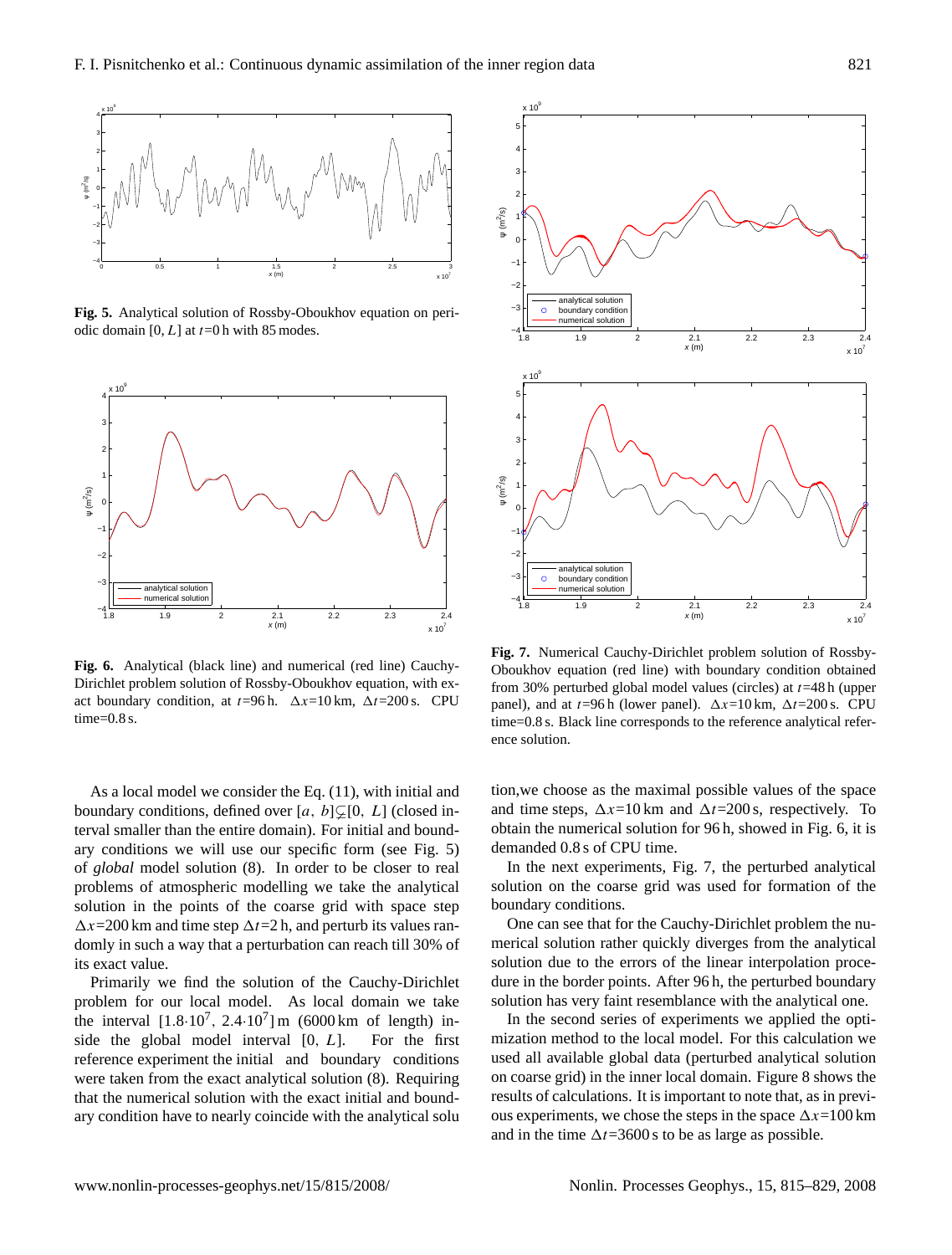**Fig. 5.** Analytical solution of Rossby-Oboukhov equation on periodic domain $[0, L]$ at $t$=0 h with 85 modes.

**Fig. 6.** Analytical (black line) and numerical (red line) Cauchy-Dirichlet problem solution of Rossby-Oboukhov equation, with exact boundary condition, at $t$=96 h. $\Delta x$=10 km, $\Delta t$=200 s. CPU time=0.8 s.

**Fig. 7.** Numerical Cauchy-Dirichlet problem solution of Rossby-Oboukhov equation (red line) with boundary condition obtained from 30% perturbed global model values (circles) at $t$=48 h (upper panel), and at $t$=96 h (lower panel). $\Delta x$=10 km, $\Delta t$=200 s. CPU time=0.8 s. Black line corresponds to the reference analytical reference solution.

As a local model we consider the Eq. (11), with initial and boundary conditions, defined over $[a, b]\subsetneq[0, L]$ (closed interval smaller than the entire domain). For initial and boundary conditions we will use our specific form (see Fig. 5) of *global* model solution (8). In order to be closer to real problems of atmospheric modelling we take the analytical solution in the points of the coarse grid with space step $\Delta x$=200 km and time step $\Delta t$=2 h, and perturb its values randomly in such a way that a perturbation can reach till 30% of its exact value.

Primarily we find the solution of the Cauchy-Dirichlet problem for our local model. As local domain we take the interval $[1.8{\cdot}10^7, 2.4{\cdot}10^7]$ m (6000 km of length) inside the global model interval $[0, L]$. For the first reference experiment the initial and boundary conditions were taken from the exact analytical solution (8). Requiring that the numerical solution with the exact initial and boundary condition have to nearly coincide with the analytical solution,we choose as the maximal possible values of the space and time steps, $\Delta x$=10 km and $\Delta t$=200 s, respectively. To obtain the numerical solution for 96 h, showed in Fig. 6, it is demanded 0.8 s of CPU time.

In the next experiments, Fig. 7, the perturbed analytical solution on the coarse grid was used for formation of the boundary conditions.

One can see that for the Cauchy-Dirichlet problem the numerical solution rather quickly diverges from the analytical solution due to the errors of the linear interpolation procedure in the border points. After 96 h, the perturbed boundary solution has very faint resemblance with the analytical one.

In the second series of experiments we applied the optimization method to the local model. For this calculation we used all available global data (perturbed analytical solution on coarse grid) in the inner local domain. Figure 8 shows the results of calculations. It is important to note that, as in previous experiments, we chose the steps in the space $\Delta x$=100 km and in the time $\Delta t$=3600 s to be as large as possible.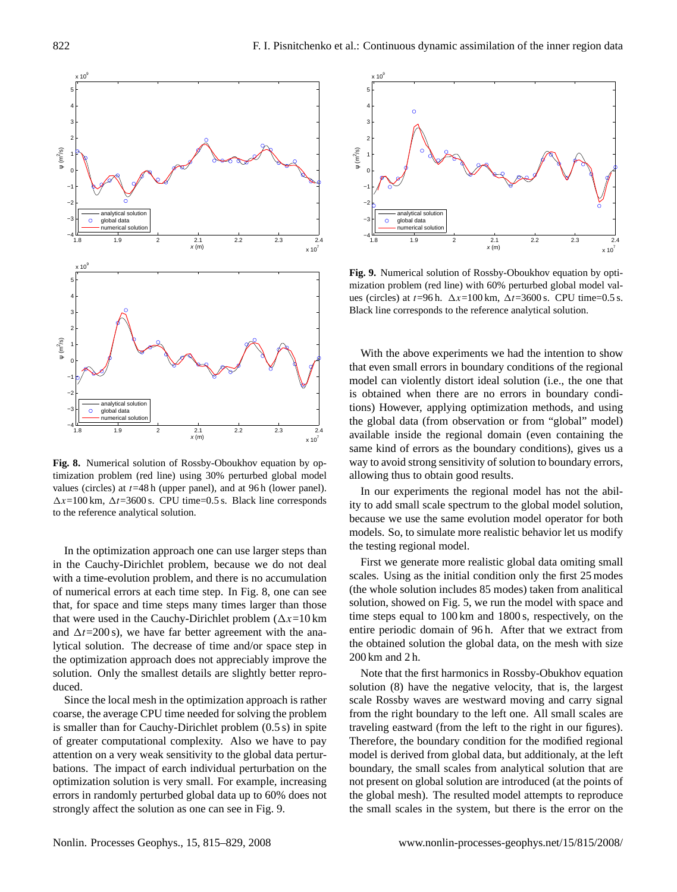**Fig. 8.** Numerical solution of Rossby-Oboukhov equation by optimization problem (red line) using 30% perturbed global model values (circles) at $t$=48 h (upper panel), and at 96 h (lower panel). $\Delta x$=100 km, $\Delta t$=3600 s. CPU time=0.5 s. Black line corresponds to the reference analytical solution.

**Fig. 9.** Numerical solution of Rossby-Oboukhov equation by optimization problem (red line) with 60% perturbed global model values (circles) at $t$=96 h. $\Delta x$=100 km, $\Delta t$=3600 s. CPU time=0.5 s. Black line corresponds to the reference analytical solution.

In the optimization approach one can use larger steps than in the Cauchy-Dirichlet problem, because we do not deal with a time-evolution problem, and there is no accumulation of numerical errors at each time step. In Fig. 8, one can see that, for space and time steps many times larger than those that were used in the Cauchy-Dirichlet problem ($\Delta x$=10 km and $\Delta t$=200 s), we have far better agreement with the analytical solution. The decrease of time and/or space step in the optimization approach does not appreciably improve the solution. Only the smallest details are slightly better reproduced.

Since the local mesh in the optimization approach is rather coarse, the average CPU time needed for solving the problem is smaller than for Cauchy-Dirichlet problem (0.5 s) in spite of greater computational complexity. Also we have to pay attention on a very weak sensitivity to the global data perturbations. The impact of each individual perturbation on the optimization solution is very small. For example, increasing errors in randomly perturbed global data up to 60% does not strongly affect the solution as one can see in Fig. 9.

With the above experiments we had the intention to show that even small errors in boundary conditions of the regional model can violently distort ideal solution (i.e., the one that is obtained when there are no errors in boundary conditions) However, applying optimization methods, and using the global data (from observation or from "global" model) available inside the regional domain (even containing the same kind of errors as the boundary conditions), gives us a way to avoid strong sensitivity of solution to boundary errors, allowing thus to obtain good results.

In our experiments the regional model has not the ability to add small scale spectrum to the global model solution, because we use the same evolution model operator for both models. So, to simulate more realistic behavior let us modify the testing regional model.

First we generate more realistic global data omiting small scales. Using as the initial condition only the first 25 modes (the whole solution includes 85 modes) taken from analitical solution, showed on Fig. 5, we run the model with space and time steps equal to 100 km and 1800 s, respectively, on the entire periodic domain of 96 h. After that we extract from the obtained solution the global data, on the mesh with size 200 km and 2 h.

Note that the first harmonics in Rossby-Obukhov equation solution (8) have the negative velocity, that is, the largest scale Rossby waves are westward moving and carry signal from the right boundary to the left one. All small scales are traveling eastward (from the left to the right in our figures). Therefore, the boundary condition for the modified regional model is derived from global data, but additionaly, at the left boundary, the small scales from analytical solution that are not present on global solution are introduced (at the points of the global mesh). The resulted model attempts to reproduce the small scales in the system, but there is the error on the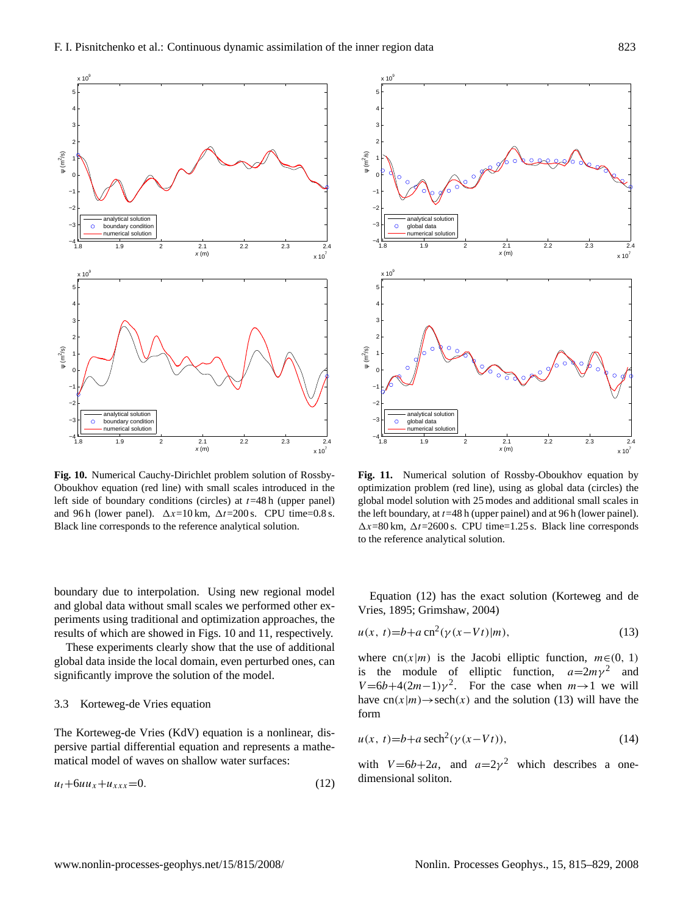**Fig. 10.** Numerical Cauchy-Dirichlet problem solution of Rossby-Oboukhov equation (red line) with small scales introduced in the left side of boundary conditions (circles) at $t$=48 h (upper panel) and 96 h (lower panel). $\Delta x$=10 km, $\Delta t$=200 s. CPU time=0.8 s. Black line corresponds to the reference analytical solution.

**Fig. 11.** Numerical solution of Rossby-Oboukhov equation by optimization problem (red line), using as global data (circles) the global model solution with 25 modes and additional small scales in the left boundary, at $t$=48 h (upper painel) and at 96 h (lower painel). $\Delta x$=80 km, $\Delta t$=2600 s. CPU time=1.25 s. Black line corresponds to the reference analytical solution.

boundary due to interpolation. Using new regional model and global data without small scales we performed other experiments using traditional and optimization approaches, the results of which are showed in Figs. 10 and 11, respectively.

These experiments clearly show that the use of additional global data inside the local domain, even perturbed ones, can significantly improve the solution of the model.

### 3.3 Korteweg-de Vries equation

The Korteweg-de Vries (KdV) equation is a nonlinear, dispersive partial differential equation and represents a mathematical model of waves on shallow water surfaces:

$$u_t+6uu_x+u_{xxx}=0. \tag{12}$$

Equation (12) has the exact solution (Korteweg and de Vries, 1895; Grimshaw, 2004)

$$u(x,\ t)=b+a\,\mathrm{cn}^2(\gamma(x-Vt)|m), \tag{13}$$

where $\mathrm{cn}(x|m)$ is the Jacobi elliptic function, $m\in(0,\ 1)$ is the module of elliptic function, $a=2m\gamma^2$ and $V=6b+4(2m-1)\gamma^2$. For the case when $m\to 1$ we will have $\mathrm{cn}(x|m)\to\mathrm{sech}(x)$ and the solution (13) will have the form

$$u(x,\ t)=b+a\,\mathrm{sech}^2(\gamma(x-Vt)), \tag{14}$$

with $V=6b+2a$, and $a=2\gamma^2$ which describes a one-dimensional soliton.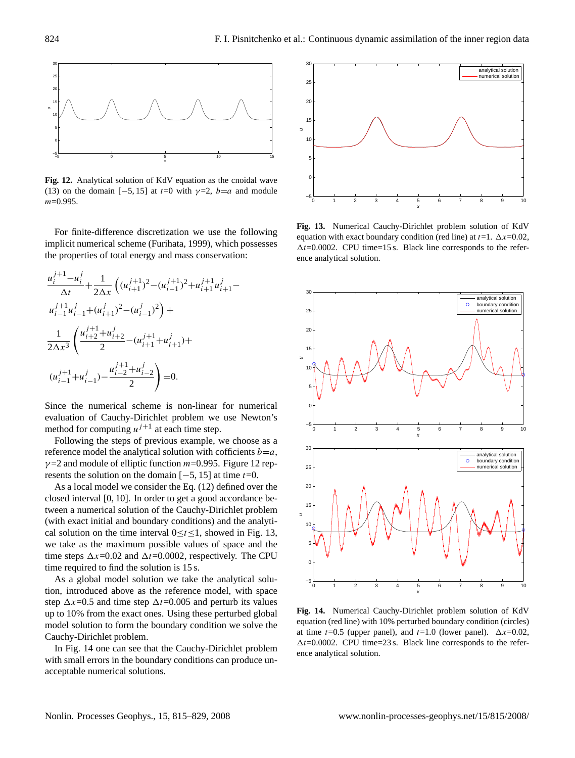**Fig. 12.** Analytical solution of KdV equation as the cnoidal wave (13) on the domain $[-5, 15]$ at $t$=0 with $\gamma$=2, $b$=$a$ and module $m$=0.995.

For finite-difference discretization we use the following implicit numerical scheme (Furihata, 1999), which possesses the properties of total energy and mass conservation:

$$\frac{u_i^{j+1}-u_i^j}{\Delta t}+\frac{1}{2\Delta x}\left((u_{i+1}^{j+1})^2-(u_{i-1}^{j+1})^2+u_{i+1}^{j+1}u_{i+1}^j-u_{i-1}^{j+1}u_{i-1}^j+(u_{i+1}^j)^2-(u_{i-1}^j)^2\right)+\frac{1}{2\Delta x^3}\left(\frac{u_{i+2}^{j+1}+u_{i+2}^j}{2}-(u_{i+1}^{j+1}+u_{i+1}^j)+(u_{i-1}^{j+1}+u_{i-1}^j)-\frac{u_{i-2}^{j+1}+u_{i-2}^j}{2}\right)=0.$$

Since the numerical scheme is non-linear for numerical evaluation of Cauchy-Dirichlet problem we use Newton's method for computing $u^{j+1}$ at each time step.

Following the steps of previous example, we choose as a reference model the analytical solution with cofficients $b$=$a$, $\gamma$=2 and module of elliptic function $m$=0.995. Figure 12 represents the solution on the domain $[-5, 15]$ at time $t$=0.

As a local model we consider the Eq. (12) defined over the closed interval $[0, 10]$. In order to get a good accordance between a numerical solution of the Cauchy-Dirichlet problem (with exact initial and boundary conditions) and the analytical solution on the time interval $0 \le t \le 1$, showed in Fig. 13, we take as the maximum possible values of space and the time steps $\Delta x$=0.02 and $\Delta t$=0.0002, respectively. The CPU time required to find the solution is 15 s.

As a global model solution we take the analytical solution, introduced above as the reference model, with space step $\Delta x$=0.5 and time step $\Delta t$=0.005 and perturb its values up to 10% from the exact ones. Using these perturbed global model solution to form the boundary condition we solve the Cauchy-Dirichlet problem.

In Fig. 14 one can see that the Cauchy-Dirichlet problem with small errors in the boundary conditions can produce unacceptable numerical solutions.

**Fig. 13.** Numerical Cauchy-Dirichlet problem solution of KdV equation with exact boundary condition (red line) at $t$=1. $\Delta x$=0.02, $\Delta t$=0.0002. CPU time=15 s. Black line corresponds to the reference analytical solution.

**Fig. 14.** Numerical Cauchy-Dirichlet problem solution of KdV equation (red line) with 10% perturbed boundary condition (circles) at time $t$=0.5 (upper panel), and $t$=1.0 (lower panel). $\Delta x$=0.02, $\Delta t$=0.0002. CPU time=23 s. Black line corresponds to the reference analytical solution.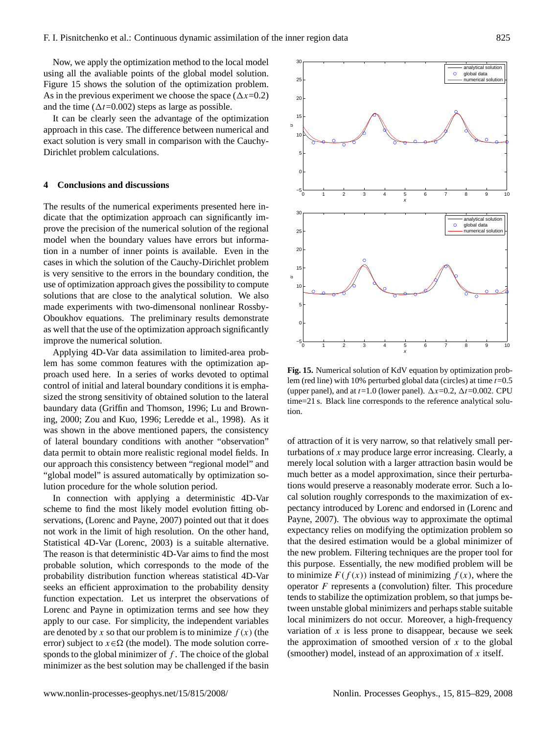Now, we apply the optimization method to the local model using all the avaliable points of the global model solution. Figure 15 shows the solution of the optimization problem. As in the previous experiment we choose the space ($\Delta x$=0.2) and the time ($\Delta t$=0.002) steps as large as possible.

It can be clearly seen the advantage of the optimization approach in this case. The difference between numerical and exact solution is very small in comparison with the Cauchy-Dirichlet problem calculations.

## 4 Conclusions and discussions

The results of the numerical experiments presented here indicate that the optimization approach can significantly improve the precision of the numerical solution of the regional model when the boundary values have errors but information in a number of inner points is available. Even in the cases in which the solution of the Cauchy-Dirichlet problem is very sensitive to the errors in the boundary condition, the use of optimization approach gives the possibility to compute solutions that are close to the analytical solution. We also made experiments with two-dimensonal nonlinear Rossby-Oboukhov equations. The preliminary results demonstrate as well that the use of the optimization approach significantly improve the numerical solution.

Applying 4D-Var data assimilation to limited-area problem has some common features with the optimization approach used here. In a series of works devoted to optimal control of initial and lateral boundary conditions it is emphasized the strong sensitivity of obtained solution to the lateral baundary data (Griffin and Thomson, 1996; Lu and Browning, 2000; Zou and Kuo, 1996; Leredde et al., 1998). As it was shown in the above mentioned papers, the consistency of lateral boundary conditions with another "observation" data permit to obtain more realistic regional model fields. In our approach this consistency between "regional model" and "global model" is assured automatically by optimization solution procedure for the whole solution period.

In connection with applying a deterministic 4D-Var scheme to find the most likely model evolution fitting observations, (Lorenc and Payne, 2007) pointed out that it does not work in the limit of high resolution. On the other hand, Statistical 4D-Var (Lorenc, 2003) is a suitable alternative. The reason is that deterministic 4D-Var aims to find the most probable solution, which corresponds to the mode of the probability distribution function whereas statistical 4D-Var seeks an efficient approximation to the probability density function expectation. Let us interpret the observations of Lorenc and Payne in optimization terms and see how they apply to our case. For simplicity, the independent variables are denoted by $x$ so that our problem is to minimize $f(x)$ (the error) subject to $x \in \Omega$ (the model). The mode solution corresponds to the global minimizer of $f$. The choice of the global minimizer as the best solution may be challenged if the basin of attraction of it is very narrow, so that relatively small perturbations of $x$ may produce large error increasing. Clearly, a merely local solution with a larger attraction basin would be much better as a model approximation, since their perturbations would preserve a reasonably moderate error. Such a local solution roughly corresponds to the maximization of expectancy introduced by Lorenc and endorsed in (Lorenc and Payne, 2007). The obvious way to approximate the optimal expectancy relies on modifying the optimization problem so that the desired estimation would be a global minimizer of the new problem. Filtering techniques are the proper tool for this purpose. Essentially, the new modified problem will be to minimize $F(f(x))$ instead of minimizing $f(x)$, where the operator $F$ represents a (convolution) filter. This procedure tends to stabilize the optimization problem, so that jumps between unstable global minimizers and perhaps stable suitable local minimizers do not occur. Moreover, a high-frequency variation of $x$ is less prone to disappear, because we seek the approximation of smoothed version of $x$ to the global (smoother) model, instead of an approximation of $x$ itself.

**Fig. 15.** Numerical solution of KdV equation by optimization problem (red line) with 10% perturbed global data (circles) at time $t$=0.5 (upper panel), and at $t$=1.0 (lower panel). $\Delta x$=0.2, $\Delta t$=0.002. CPU time=21 s. Black line corresponds to the reference analytical solution.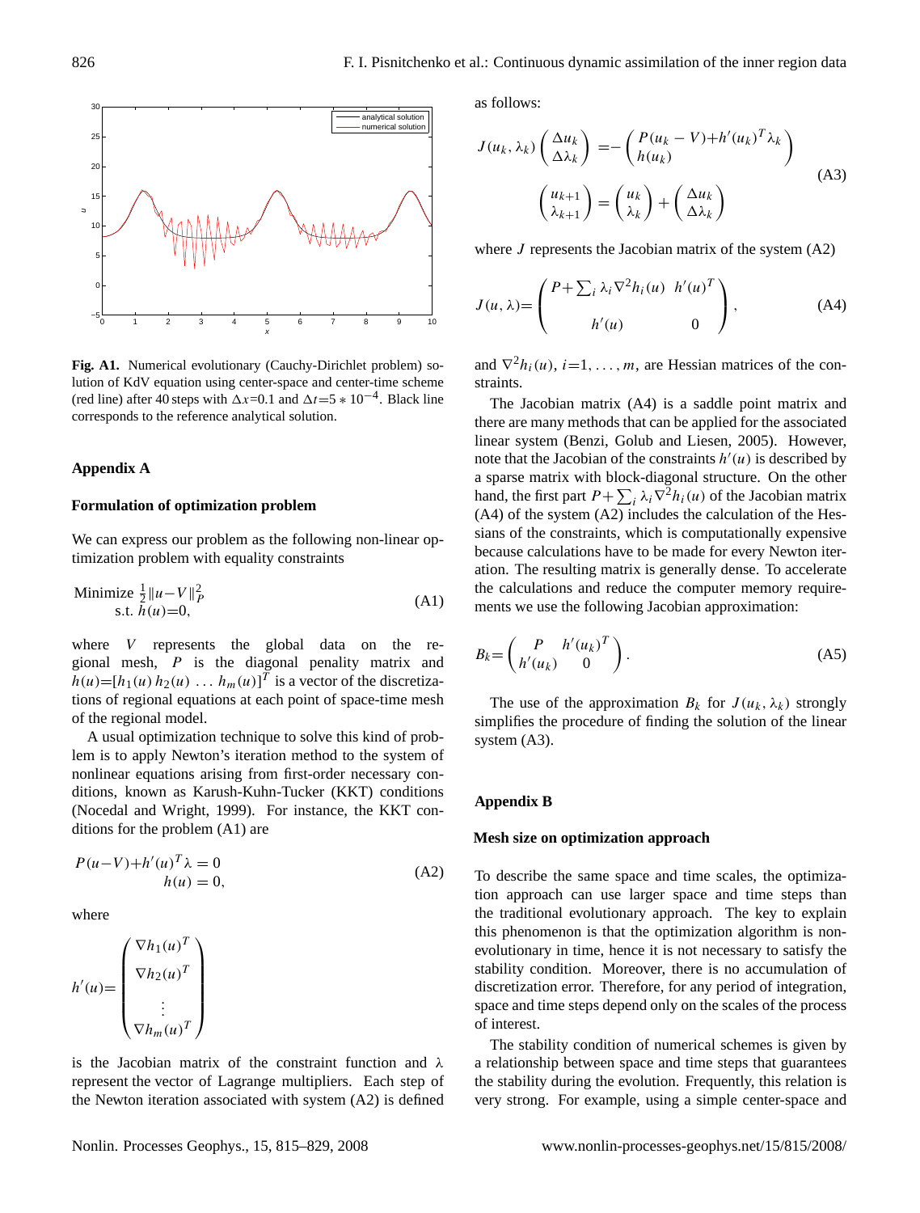**Fig. A1.** Numerical evolutionary (Cauchy-Dirichlet problem) solution of KdV equation using center-space and center-time scheme (red line) after 40 steps with $\Delta x$=0.1 and $\Delta t = 5*10^{-4}$. Black line corresponds to the reference analytical solution.

## Appendix A

### Formulation of optimization problem

We can express our problem as the following non-linear optimization problem with equality constraints

$$\begin{aligned} \text{Minimize } & \tfrac{1}{2}\|u-V\|_P^2 \\ \text{s.t. } & h(u)=0, \end{aligned} \tag{A1}$$

where $V$ represents the global data on the regional mesh, $P$ is the diagonal penality matrix and $h(u)=[h_1(u)\, h_2(u)\, \ldots\, h_m(u)]^T$ is a vector of the discretizations of regional equations at each point of space-time mesh of the regional model.

A usual optimization technique to solve this kind of problem is to apply Newton's iteration method to the system of nonlinear equations arising from first-order necessary conditions, known as Karush-Kuhn-Tucker (KKT) conditions (Nocedal and Wright, 1999). For instance, the KKT conditions for the problem (A1) are

$$\begin{aligned} P(u-V)+h'(u)^T\lambda &= 0 \\ h(u) &= 0, \end{aligned} \tag{A2}$$

where

$$h'(u)=\begin{pmatrix} \nabla h_1(u)^T \\ \nabla h_2(u)^T \\ \vdots \\ \nabla h_m(u)^T \end{pmatrix}$$

is the Jacobian matrix of the constraint function and $\lambda$ represent the vector of Lagrange multipliers. Each step of the Newton iteration associated with system (A2) is defined as follows:

$$\begin{aligned} J(u_k,\lambda_k)\begin{pmatrix} \Delta u_k \\ \Delta\lambda_k \end{pmatrix} &= -\begin{pmatrix} P(u_k-V)+h'(u_k)^T\lambda_k \\ h(u_k) \end{pmatrix} \\ \begin{pmatrix} u_{k+1} \\ \lambda_{k+1} \end{pmatrix} &= \begin{pmatrix} u_k \\ \lambda_k \end{pmatrix} + \begin{pmatrix} \Delta u_k \\ \Delta\lambda_k \end{pmatrix} \end{aligned} \tag{A3}$$

where $J$ represents the Jacobian matrix of the system (A2)

$$J(u,\lambda)=\begin{pmatrix} P+\sum_i \lambda_i \nabla^2 h_i(u) & h'(u)^T \\ h'(u) & 0 \end{pmatrix}, \tag{A4}$$

and $\nabla^2 h_i(u)$, $i=1,\ldots,m$, are Hessian matrices of the constraints.

The Jacobian matrix (A4) is a saddle point matrix and there are many methods that can be applied for the associated linear system (Benzi, Golub and Liesen, 2005). However, note that the Jacobian of the constraints $h'(u)$ is described by a sparse matrix with block-diagonal structure. On the other hand, the first part $P+\sum_i \lambda_i \nabla^2 h_i(u)$ of the Jacobian matrix (A4) of the system (A2) includes the calculation of the Hessians of the constraints, which is computationally expensive because calculations have to be made for every Newton iteration. The resulting matrix is generally dense. To accelerate the calculations and reduce the computer memory requirements we use the following Jacobian approximation:

$$B_k=\begin{pmatrix} P & h'(u_k)^T \\ h'(u_k) & 0 \end{pmatrix}. \tag{A5}$$

The use of the approximation $B_k$ for $J(u_k,\lambda_k)$ strongly simplifies the procedure of finding the solution of the linear system (A3).

## Appendix B

### Mesh size on optimization approach

To describe the same space and time scales, the optimization approach can use larger space and time steps than the traditional evolutionary approach. The key to explain this phenomenon is that the optimization algorithm is non-evolutionary in time, hence it is not necessary to satisfy the stability condition. Moreover, there is no accumulation of discretization error. Therefore, for any period of integration, space and time steps depend only on the scales of the process of interest.

The stability condition of numerical schemes is given by a relationship between space and time steps that guarantees the stability during the evolution. Frequently, this relation is very strong. For example, using a simple center-space and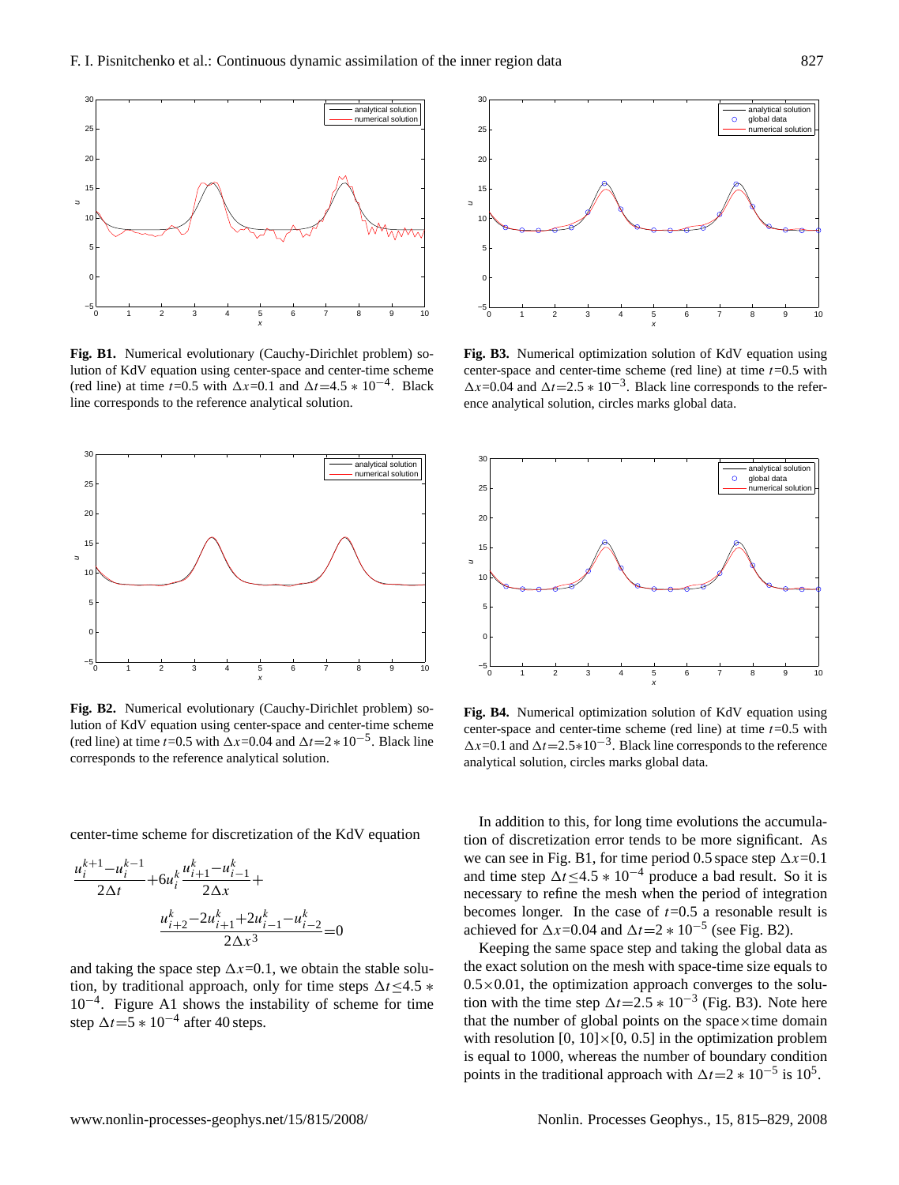**Fig. B1.** Numerical evolutionary (Cauchy-Dirichlet problem) solution of KdV equation using center-space and center-time scheme (red line) at time $t$=0.5 with $\Delta x$=0.1 and $\Delta t$=4.5 $*$ $10^{-4}$. Black line corresponds to the reference analytical solution.

**Fig. B3.** Numerical optimization solution of KdV equation using center-space and center-time scheme (red line) at time $t$=0.5 with $\Delta x$=0.04 and $\Delta t$=2.5 $*$ $10^{-3}$. Black line corresponds to the reference analytical solution, circles marks global data.

**Fig. B2.** Numerical evolutionary (Cauchy-Dirichlet problem) solution of KdV equation using center-space and center-time scheme (red line) at time $t$=0.5 with $\Delta x$=0.04 and $\Delta t$=2 $*$ $10^{-5}$. Black line corresponds to the reference analytical solution.

**Fig. B4.** Numerical optimization solution of KdV equation using center-space and center-time scheme (red line) at time $t$=0.5 with $\Delta x$=0.1 and $\Delta t$=2.5$*$$10^{-3}$. Black line corresponds to the reference analytical solution, circles marks global data.

center-time scheme for discretization of the KdV equation

$$\frac{u_i^{k+1}-u_i^{k-1}}{2\Delta t}+6u_i^k\frac{u_{i+1}^k-u_{i-1}^k}{2\Delta x}+ \frac{u_{i+2}^k-2u_{i+1}^k+2u_{i-1}^k-u_{i-2}^k}{2\Delta x^3}=0$$

and taking the space step $\Delta x$=0.1, we obtain the stable solution, by traditional approach, only for time steps $\Delta t \leq 4.5 * 10^{-4}$. Figure A1 shows the instability of scheme for time step $\Delta t$=5 $*$ $10^{-4}$ after 40 steps.

In addition to this, for long time evolutions the accumulation of discretization error tends to be more significant. As we can see in Fig. B1, for time period 0.5 space step $\Delta x$=0.1 and time step $\Delta t \leq 4.5 * 10^{-4}$ produce a bad result. So it is necessary to refine the mesh when the period of integration becomes longer. In the case of $t$=0.5 a resonable result is achieved for $\Delta x$=0.04 and $\Delta t$=2 $*$ $10^{-5}$ (see Fig. B2).

Keeping the same space step and taking the global data as the exact solution on the mesh with space-time size equals to 0.5$\times$0.01, the optimization approach converges to the solution with the time step $\Delta t$=2.5 $*$ $10^{-3}$ (Fig. B3). Note here that the number of global points on the space$\times$time domain with resolution [0, 10]$\times$[0, 0.5] in the optimization problem is equal to 1000, whereas the number of boundary condition points in the traditional approach with $\Delta t$=2 $*$ $10^{-5}$ is $10^5$.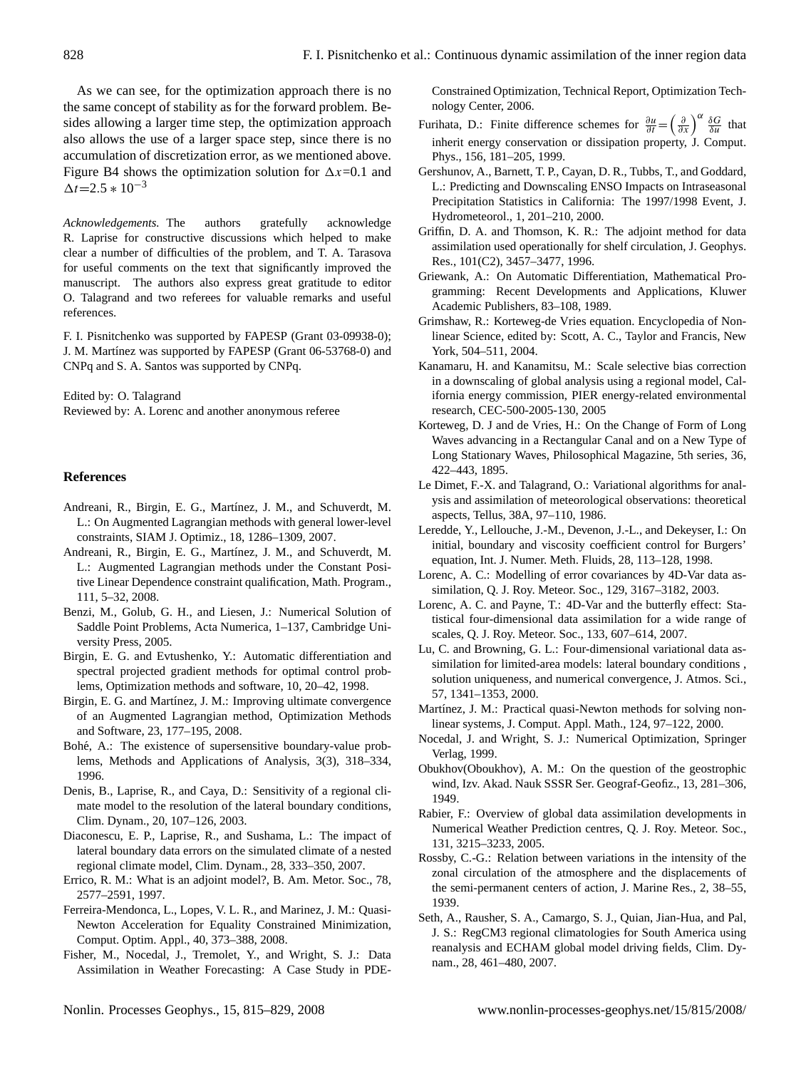As we can see, for the optimization approach there is no the same concept of stability as for the forward problem. Besides allowing a larger time step, the optimization approach also allows the use of a larger space step, since there is no accumulation of discretization error, as we mentioned above. Figure B4 shows the optimization solution for $\Delta x$=0.1 and $\Delta t$=$2.5 * 10^{-3}$

*Acknowledgements.* The authors gratefully acknowledge R. Laprise for constructive discussions which helped to make clear a number of difficulties of the problem, and T. A. Tarasova for useful comments on the text that significantly improved the manuscript. The authors also express great gratitude to editor O. Talagrand and two referees for valuable remarks and useful references.

F. I. Pisnitchenko was supported by FAPESP (Grant 03-09938-0); J. M. Martínez was supported by FAPESP (Grant 06-53768-0) and CNPq and S. A. Santos was supported by CNPq.

Edited by: O. Talagrand
Reviewed by: A. Lorenc and another anonymous referee

## References

Andreani, R., Birgin, E. G., Martínez, J. M., and Schuverdt, M. L.: On Augmented Lagrangian methods with general lower-level constraints, SIAM J. Optimiz., 18, 1286–1309, 2007.

Andreani, R., Birgin, E. G., Martínez, J. M., and Schuverdt, M. L.: Augmented Lagrangian methods under the Constant Positive Linear Dependence constraint qualification, Math. Program., 111, 5–32, 2008.

Benzi, M., Golub, G. H., and Liesen, J.: Numerical Solution of Saddle Point Problems, Acta Numerica, 1–137, Cambridge University Press, 2005.

Birgin, E. G. and Evtushenko, Y.: Automatic differentiation and spectral projected gradient methods for optimal control problems, Optimization methods and software, 10, 20–42, 1998.

Birgin, E. G. and Martínez, J. M.: Improving ultimate convergence of an Augmented Lagrangian method, Optimization Methods and Software, 23, 177–195, 2008.

Bohé, A.: The existence of supersensitive boundary-value problems, Methods and Applications of Analysis, 3(3), 318–334, 1996.

Denis, B., Laprise, R., and Caya, D.: Sensitivity of a regional climate model to the resolution of the lateral boundary conditions, Clim. Dynam., 20, 107–126, 2003.

Diaconescu, E. P., Laprise, R., and Sushama, L.: The impact of lateral boundary data errors on the simulated climate of a nested regional climate model, Clim. Dynam., 28, 333–350, 2007.

Errico, R. M.: What is an adjoint model?, B. Am. Metor. Soc., 78, 2577–2591, 1997.

Ferreira-Mendonca, L., Lopes, V. L. R., and Marinez, J. M.: Quasi-Newton Acceleration for Equality Constrained Minimization, Comput. Optim. Appl., 40, 373–388, 2008.

Fisher, M., Nocedal, J., Tremolet, Y., and Wright, S. J.: Data Assimilation in Weather Forecasting: A Case Study in PDE-Constrained Optimization, Technical Report, Optimization Technology Center, 2006.

Furihata, D.: Finite difference schemes for $\frac{\partial u}{\partial t}=\left(\frac{\partial}{\partial x}\right)^{\alpha}\frac{\delta G}{\delta u}$ that inherit energy conservation or dissipation property, J. Comput. Phys., 156, 181–205, 1999.

Gershunov, A., Barnett, T. P., Cayan, D. R., Tubbs, T., and Goddard, L.: Predicting and Downscaling ENSO Impacts on Intraseasonal Precipitation Statistics in California: The 1997/1998 Event, J. Hydrometeorol., 1, 201–210, 2000.

Griffin, D. A. and Thomson, K. R.: The adjoint method for data assimilation used operationally for shelf circulation, J. Geophys. Res., 101(C2), 3457–3477, 1996.

Griewank, A.: On Automatic Differentiation, Mathematical Programming: Recent Developments and Applications, Kluwer Academic Publishers, 83–108, 1989.

Grimshaw, R.: Korteweg-de Vries equation. Encyclopedia of Nonlinear Science, edited by: Scott, A. C., Taylor and Francis, New York, 504–511, 2004.

Kanamaru, H. and Kanamitsu, M.: Scale selective bias correction in a downscaling of global analysis using a regional model, California energy commission, PIER energy-related environmental research, CEC-500-2005-130, 2005

Korteweg, D. J and de Vries, H.: On the Change of Form of Long Waves advancing in a Rectangular Canal and on a New Type of Long Stationary Waves, Philosophical Magazine, 5th series, 36, 422–443, 1895.

Le Dimet, F.-X. and Talagrand, O.: Variational algorithms for analysis and assimilation of meteorological observations: theoretical aspects, Tellus, 38A, 97–110, 1986.

Leredde, Y., Lellouche, J.-M., Devenon, J.-L., and Dekeyser, I.: On initial, boundary and viscosity coefficient control for Burgers' equation, Int. J. Numer. Meth. Fluids, 28, 113–128, 1998.

Lorenc, A. C.: Modelling of error covariances by 4D-Var data assimilation, Q. J. Roy. Meteor. Soc., 129, 3167–3182, 2003.

Lorenc, A. C. and Payne, T.: 4D-Var and the butterfly effect: Statistical four-dimensional data assimilation for a wide range of scales, Q. J. Roy. Meteor. Soc., 133, 607–614, 2007.

Lu, C. and Browning, G. L.: Four-dimensional variational data assimilation for limited-area models: lateral boundary conditions , solution uniqueness, and numerical convergence, J. Atmos. Sci., 57, 1341–1353, 2000.

Martínez, J. M.: Practical quasi-Newton methods for solving nonlinear systems, J. Comput. Appl. Math., 124, 97–122, 2000.

Nocedal, J. and Wright, S. J.: Numerical Optimization, Springer Verlag, 1999.

Obukhov(Oboukhov), A. M.: On the question of the geostrophic wind, Izv. Akad. Nauk SSSR Ser. Geograf-Geofiz., 13, 281–306, 1949.

Rabier, F.: Overview of global data assimilation developments in Numerical Weather Prediction centres, Q. J. Roy. Meteor. Soc., 131, 3215–3233, 2005.

Rossby, C.-G.: Relation between variations in the intensity of the zonal circulation of the atmosphere and the displacements of the semi-permanent centers of action, J. Marine Res., 2, 38–55, 1939.

Seth, A., Rausher, S. A., Camargo, S. J., Quian, Jian-Hua, and Pal, J. S.: RegCM3 regional climatologies for South America using reanalysis and ECHAM global model driving fields, Clim. Dynam., 28, 461–480, 2007.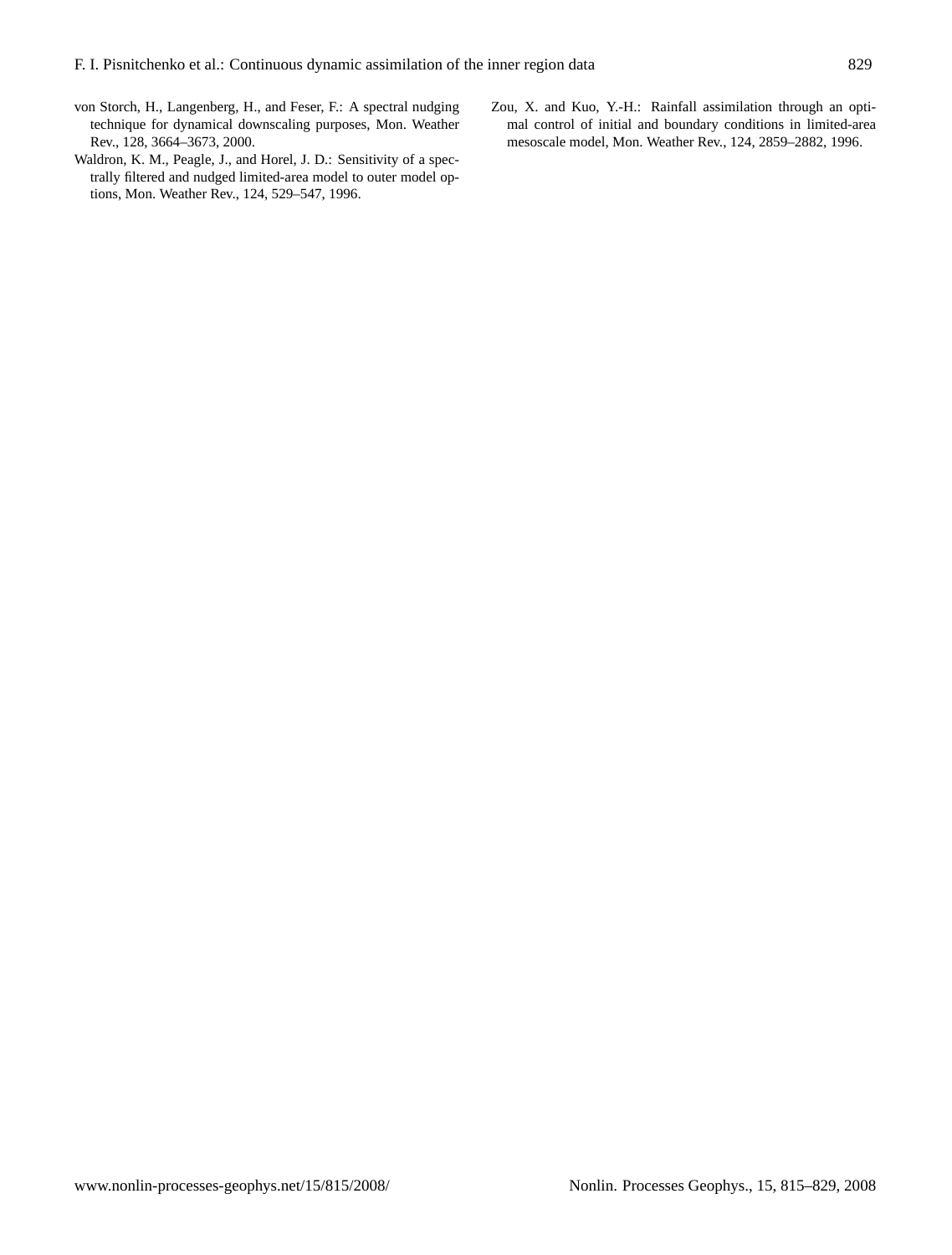von Storch, H., Langenberg, H., and Feser, F.: A spectral nudging technique for dynamical downscaling purposes, Mon. Weather Rev., 128, 3664–3673, 2000.

Waldron, K. M., Peagle, J., and Horel, J. D.: Sensitivity of a spectrally filtered and nudged limited-area model to outer model options, Mon. Weather Rev., 124, 529–547, 1996.

Zou, X. and Kuo, Y.-H.: Rainfall assimilation through an optimal control of initial and boundary conditions in limited-area mesoscale model, Mon. Weather Rev., 124, 2859–2882, 1996.